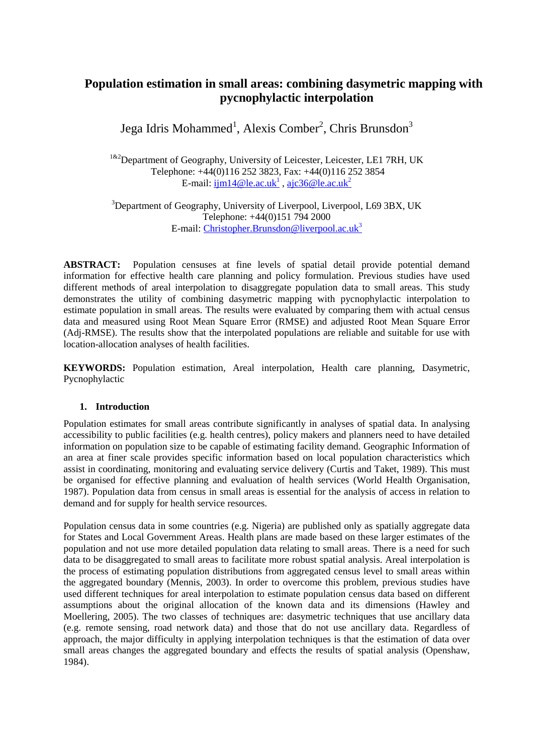# Population estimation in small areas: combining dasymetric mapping with pycnophylactic interpolation

Jega Idris Mohammed[1], Alexis Comber[2], Chris Brunsdon[3]

[1&2]Department of Geography, University of Leicester, Leicester, LE1 7RH, UK
Telephone: +44(0)116 252 3823, Fax: +44(0)116 252 3854
E-mail: ijm14@le.ac.uk[1] , ajc36@le.ac.uk[2]

[3]Department of Geography, University of Liverpool, Liverpool, L69 3BX, UK
Telephone: +44(0)151 794 2000
E-mail: Christopher.Brunsdon@liverpool.ac.uk[3]

**ABSTRACT:** Population censuses at fine levels of spatial detail provide potential demand information for effective health care planning and policy formulation. Previous studies have used different methods of areal interpolation to disaggregate population data to small areas. This study demonstrates the utility of combining dasymetric mapping with pycnophylactic interpolation to estimate population in small areas. The results were evaluated by comparing them with actual census data and measured using Root Mean Square Error (RMSE) and adjusted Root Mean Square Error (Adj-RMSE). The results show that the interpolated populations are reliable and suitable for use with location-allocation analyses of health facilities.

**KEYWORDS:** Population estimation, Areal interpolation, Health care planning, Dasymetric, Pycnophylactic

## 1. Introduction

Population estimates for small areas contribute significantly in analyses of spatial data. In analysing accessibility to public facilities (e.g. health centres), policy makers and planners need to have detailed information on population size to be capable of estimating facility demand. Geographic Information of an area at finer scale provides specific information based on local population characteristics which assist in coordinating, monitoring and evaluating service delivery (Curtis and Taket, 1989). This must be organised for effective planning and evaluation of health services (World Health Organisation, 1987). Population data from census in small areas is essential for the analysis of access in relation to demand and for supply for health service resources.

Population census data in some countries (e.g. Nigeria) are published only as spatially aggregate data for States and Local Government Areas. Health plans are made based on these larger estimates of the population and not use more detailed population data relating to small areas. There is a need for such data to be disaggregated to small areas to facilitate more robust spatial analysis. Areal interpolation is the process of estimating population distributions from aggregated census level to small areas within the aggregated boundary (Mennis, 2003). In order to overcome this problem, previous studies have used different techniques for areal interpolation to estimate population census data based on different assumptions about the original allocation of the known data and its dimensions (Hawley and Moellering, 2005). The two classes of techniques are: dasymetric techniques that use ancillary data (e.g. remote sensing, road network data) and those that do not use ancillary data. Regardless of approach, the major difficulty in applying interpolation techniques is that the estimation of data over small areas changes the aggregated boundary and effects the results of spatial analysis (Openshaw, 1984).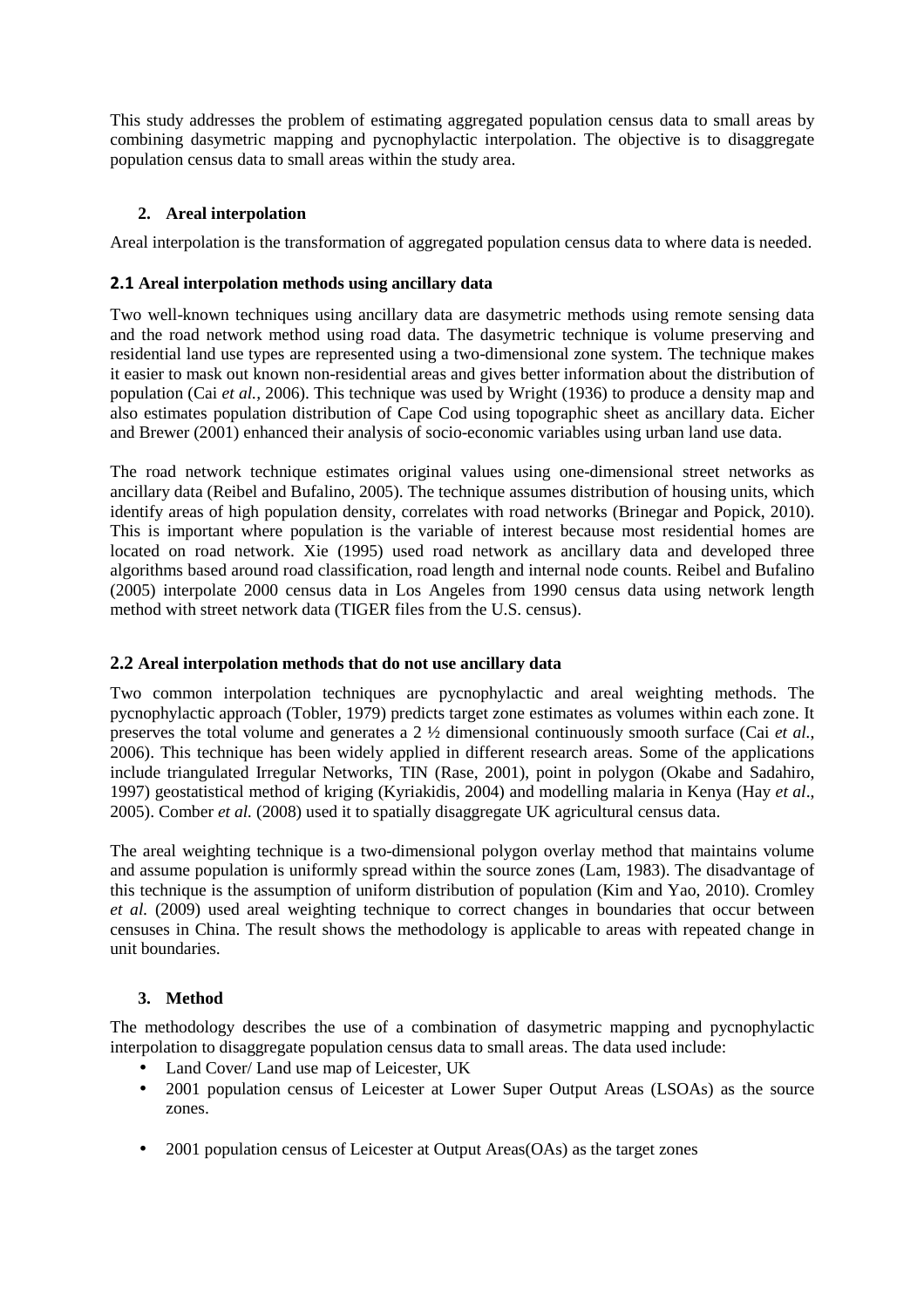This study addresses the problem of estimating aggregated population census data to small areas by combining dasymetric mapping and pycnophylactic interpolation. The objective is to disaggregate population census data to small areas within the study area.

## 2. Areal interpolation

Areal interpolation is the transformation of aggregated population census data to where data is needed.

### 2.1 Areal interpolation methods using ancillary data

Two well-known techniques using ancillary data are dasymetric methods using remote sensing data and the road network method using road data. The dasymetric technique is volume preserving and residential land use types are represented using a two-dimensional zone system. The technique makes it easier to mask out known non-residential areas and gives better information about the distribution of population (Cai *et al.,* 2006). This technique was used by Wright (1936) to produce a density map and also estimates population distribution of Cape Cod using topographic sheet as ancillary data. Eicher and Brewer (2001) enhanced their analysis of socio-economic variables using urban land use data.

The road network technique estimates original values using one-dimensional street networks as ancillary data (Reibel and Bufalino, 2005). The technique assumes distribution of housing units, which identify areas of high population density, correlates with road networks (Brinegar and Popick, 2010). This is important where population is the variable of interest because most residential homes are located on road network. Xie (1995) used road network as ancillary data and developed three algorithms based around road classification, road length and internal node counts. Reibel and Bufalino (2005) interpolate 2000 census data in Los Angeles from 1990 census data using network length method with street network data (TIGER files from the U.S. census).

### 2.2 Areal interpolation methods that do not use ancillary data

Two common interpolation techniques are pycnophylactic and areal weighting methods. The pycnophylactic approach (Tobler, 1979) predicts target zone estimates as volumes within each zone. It preserves the total volume and generates a 2 ½ dimensional continuously smooth surface (Cai *et al.*, 2006). This technique has been widely applied in different research areas. Some of the applications include triangulated Irregular Networks, TIN (Rase, 2001), point in polygon (Okabe and Sadahiro, 1997) geostatistical method of kriging (Kyriakidis, 2004) and modelling malaria in Kenya (Hay *et al*., 2005). Comber *et al.* (2008) used it to spatially disaggregate UK agricultural census data.

The areal weighting technique is a two-dimensional polygon overlay method that maintains volume and assume population is uniformly spread within the source zones (Lam, 1983). The disadvantage of this technique is the assumption of uniform distribution of population (Kim and Yao, 2010). Cromley *et al.* (2009) used areal weighting technique to correct changes in boundaries that occur between censuses in China. The result shows the methodology is applicable to areas with repeated change in unit boundaries.

## 3. Method

The methodology describes the use of a combination of dasymetric mapping and pycnophylactic interpolation to disaggregate population census data to small areas. The data used include:

- Land Cover/ Land use map of Leicester, UK
- 2001 population census of Leicester at Lower Super Output Areas (LSOAs) as the source zones.
- 2001 population census of Leicester at Output Areas(OAs) as the target zones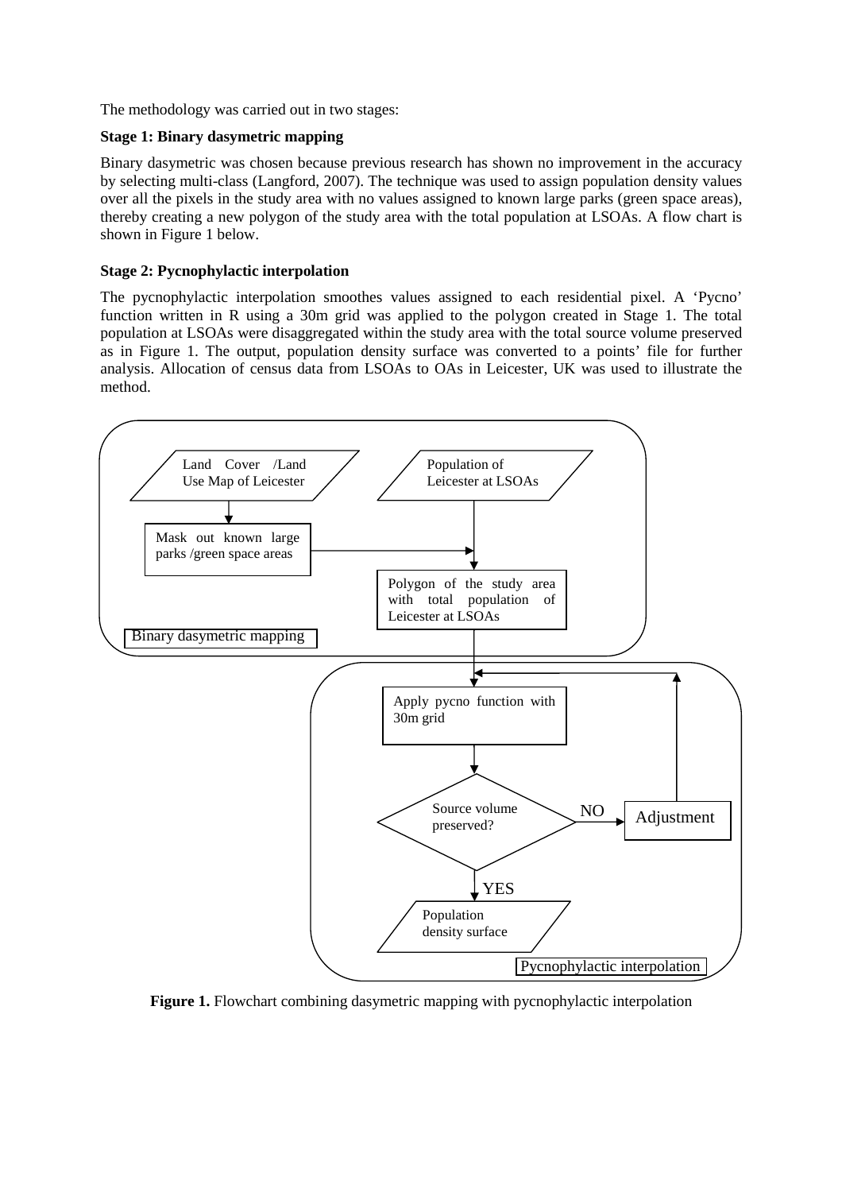The methodology was carried out in two stages:

**Stage 1: Binary dasymetric mapping**

Binary dasymetric was chosen because previous research has shown no improvement in the accuracy by selecting multi-class (Langford, 2007). The technique was used to assign population density values over all the pixels in the study area with no values assigned to known large parks (green space areas), thereby creating a new polygon of the study area with the total population at LSOAs. A flow chart is shown in Figure 1 below.

**Stage 2: Pycnophylactic interpolation**

The pycnophylactic interpolation smoothes values assigned to each residential pixel. A 'Pycno' function written in R using a 30m grid was applied to the polygon created in Stage 1. The total population at LSOAs were disaggregated within the study area with the total source volume preserved as in Figure 1. The output, population density surface was converted to a points' file for further analysis. Allocation of census data from LSOAs to OAs in Leicester, UK was used to illustrate the method.

Land Cover /Land Use Map of Leicester

Population of Leicester at LSOAs

Mask out known large parks /green space areas

Polygon of the study area with total population of Leicester at LSOAs

Binary dasymetric mapping

Apply pycno function with 30m grid

Source volume preserved?

NO

Adjustment

YES

Population density surface

Pycnophylactic interpolation

**Figure 1.** Flowchart combining dasymetric mapping with pycnophylactic interpolation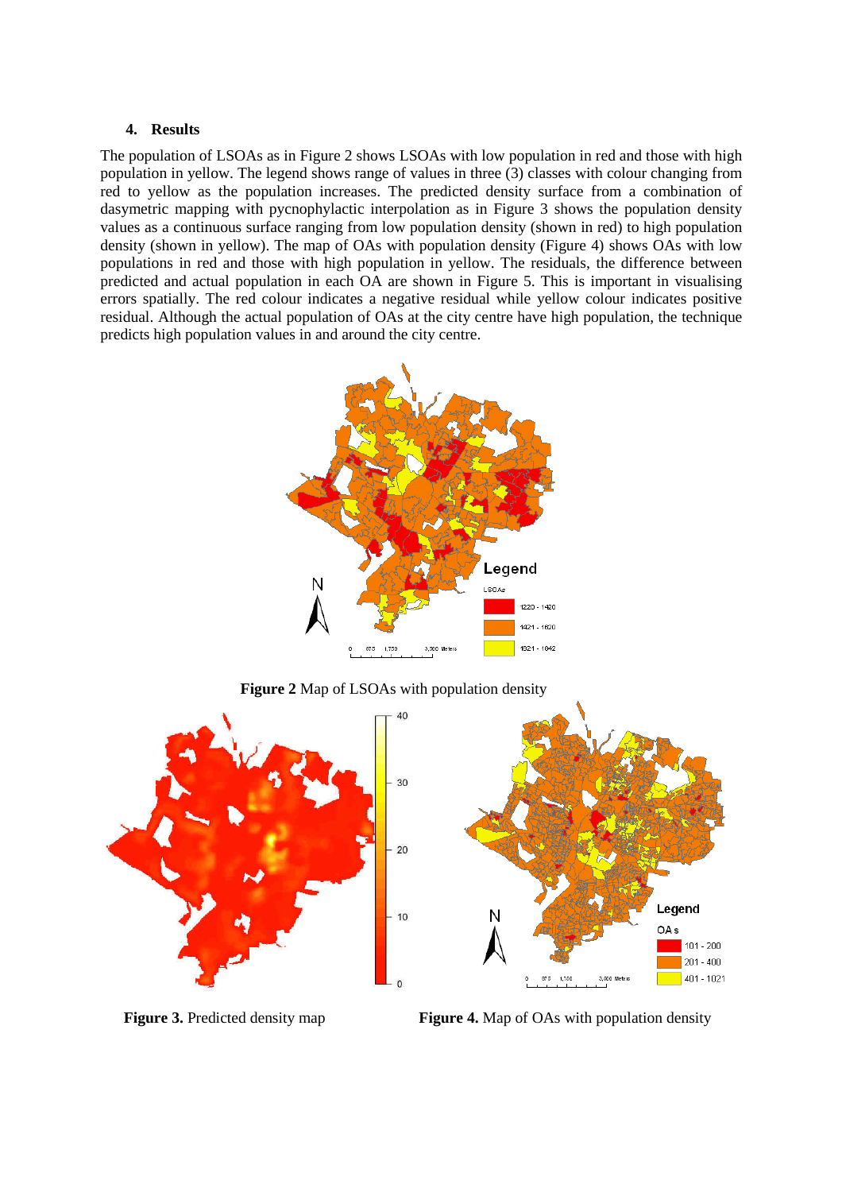### 4. Results

The population of LSOAs as in Figure 2 shows LSOAs with low population in red and those with high population in yellow. The legend shows range of values in three (3) classes with colour changing from red to yellow as the population increases. The predicted density surface from a combination of dasymetric mapping with pycnophylactic interpolation as in Figure 3 shows the population density values as a continuous surface ranging from low population density (shown in red) to high population density (shown in yellow). The map of OAs with population density (Figure 4) shows OAs with low populations in red and those with high population in yellow. The residuals, the difference between predicted and actual population in each OA are shown in Figure 5. This is important in visualising errors spatially. The red colour indicates a negative residual while yellow colour indicates positive residual. Although the actual population of OAs at the city centre have high population, the technique predicts high population values in and around the city centre.

**Figure 2** Map of LSOAs with population density

**Figure 3.** Predicted density map

**Figure 4.** Map of OAs with population density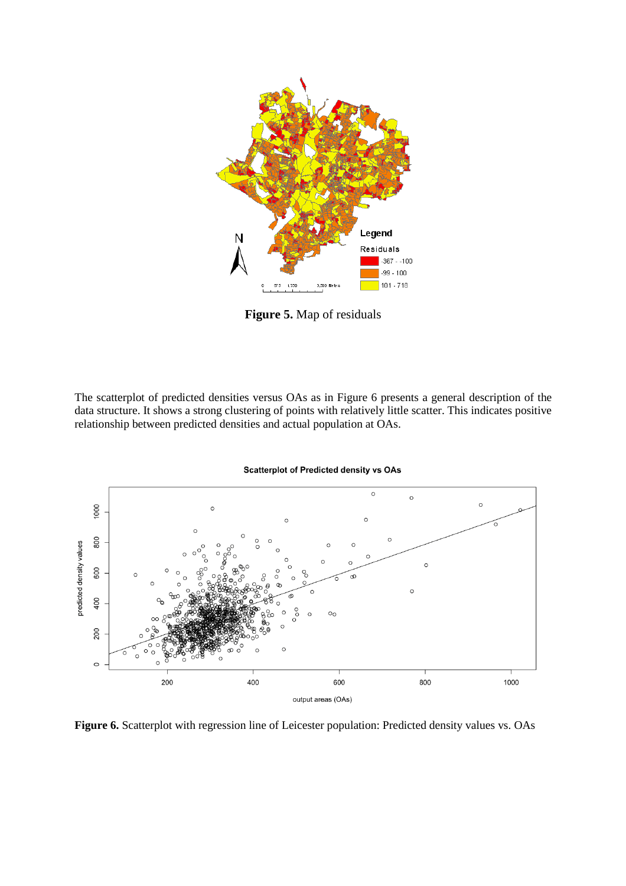**Figure 5.** Map of residuals

The scatterplot of predicted densities versus OAs as in Figure 6 presents a general description of the data structure. It shows a strong clustering of points with relatively little scatter. This indicates positive relationship between predicted densities and actual population at OAs.

**Figure 6.** Scatterplot with regression line of Leicester population: Predicted density values vs. OAs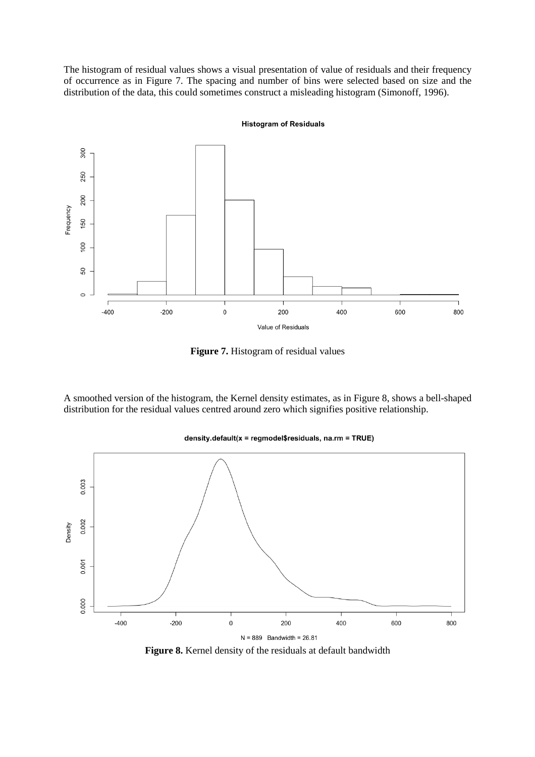The histogram of residual values shows a visual presentation of value of residuals and their frequency of occurrence as in Figure 7. The spacing and number of bins were selected based on size and the distribution of the data, this could sometimes construct a misleading histogram (Simonoff, 1996).

**Figure 7.** Histogram of residual values

A smoothed version of the histogram, the Kernel density estimates, as in Figure 8, shows a bell-shaped distribution for the residual values centred around zero which signifies positive relationship.

**Figure 8.** Kernel density of the residuals at default bandwidth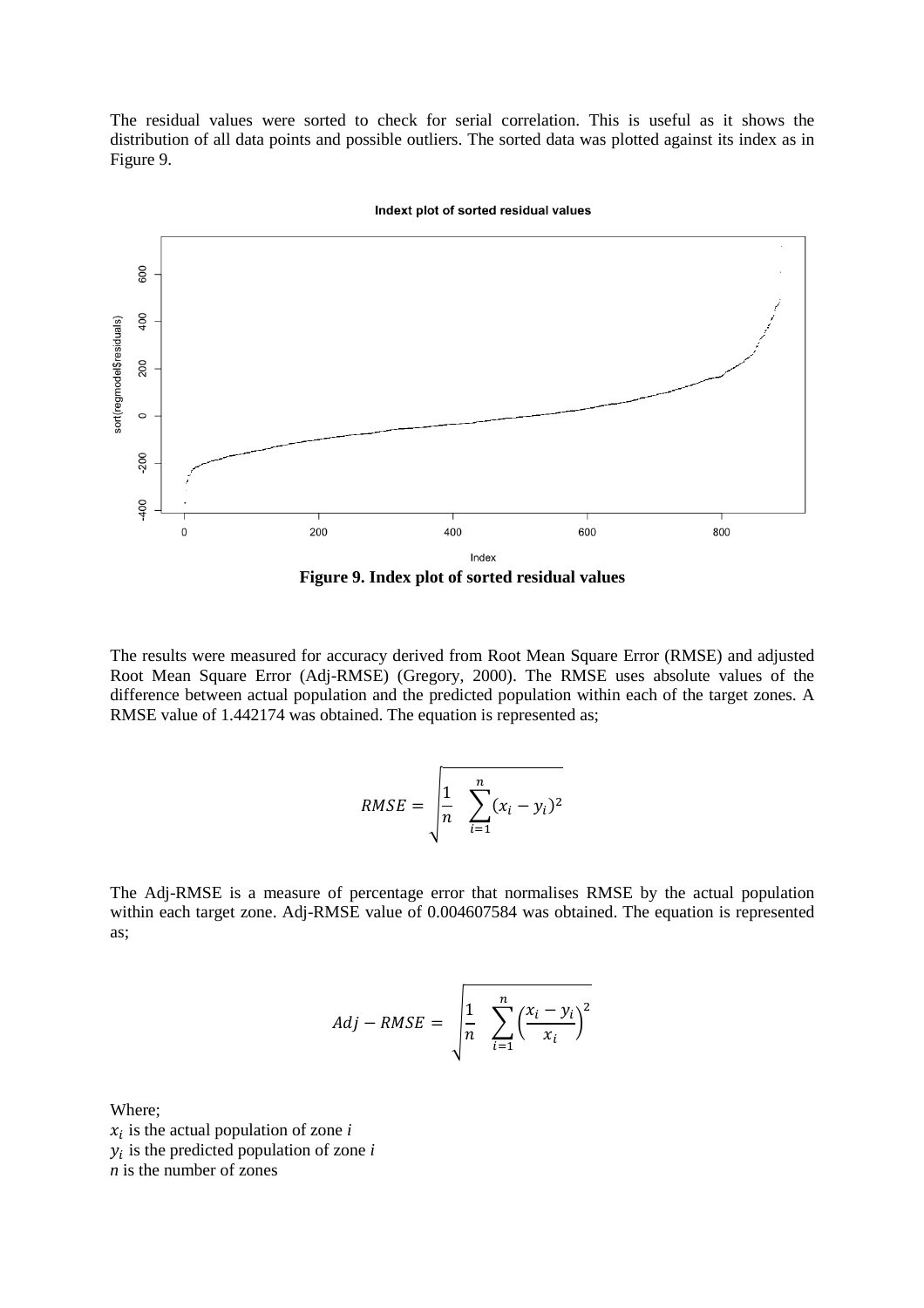The residual values were sorted to check for serial correlation. This is useful as it shows the distribution of all data points and possible outliers. The sorted data was plotted against its index as in Figure 9.

**Figure 9. Index plot of sorted residual values**

The results were measured for accuracy derived from Root Mean Square Error (RMSE) and adjusted Root Mean Square Error (Adj-RMSE) (Gregory, 2000). The RMSE uses absolute values of the difference between actual population and the predicted population within each of the target zones. A RMSE value of 1.442174 was obtained. The equation is represented as;

$$RMSE = \sqrt{\frac{1}{n} \sum_{i=1}^{n} (x_i - y_i)^2}$$

The Adj-RMSE is a measure of percentage error that normalises RMSE by the actual population within each target zone. Adj-RMSE value of 0.004607584 was obtained. The equation is represented as;

$$Adj - RMSE = \sqrt{\frac{1}{n} \sum_{i=1}^{n} \left(\frac{x_i - y_i}{x_i}\right)^2}$$

Where;

$x_i$ is the actual population of zone *i*

$y_i$ is the predicted population of zone *i*

*n* is the number of zones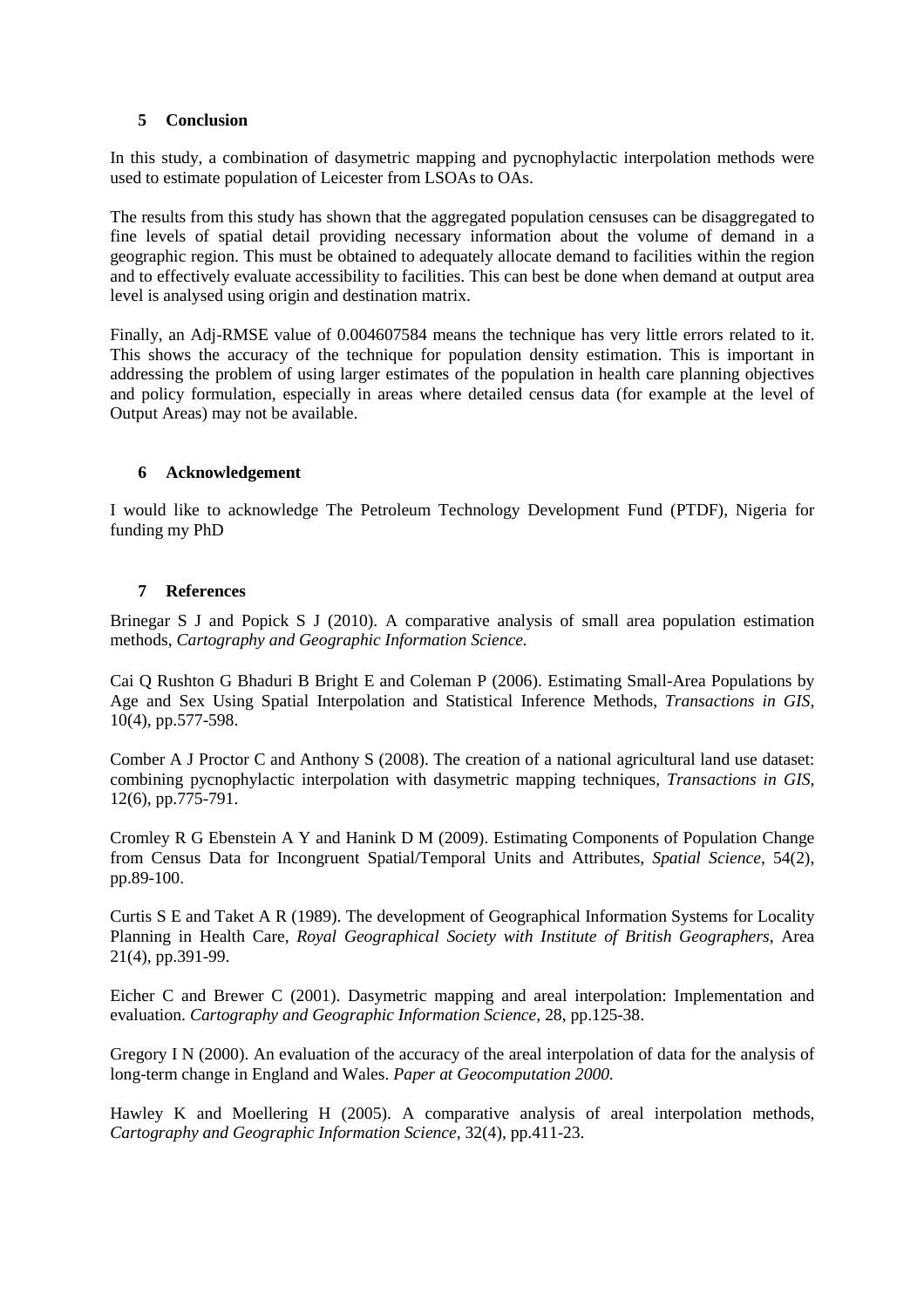## 5 Conclusion

In this study, a combination of dasymetric mapping and pycnophylactic interpolation methods were used to estimate population of Leicester from LSOAs to OAs.

The results from this study has shown that the aggregated population censuses can be disaggregated to fine levels of spatial detail providing necessary information about the volume of demand in a geographic region. This must be obtained to adequately allocate demand to facilities within the region and to effectively evaluate accessibility to facilities. This can best be done when demand at output area level is analysed using origin and destination matrix.

Finally, an Adj-RMSE value of 0.004607584 means the technique has very little errors related to it. This shows the accuracy of the technique for population density estimation. This is important in addressing the problem of using larger estimates of the population in health care planning objectives and policy formulation, especially in areas where detailed census data (for example at the level of Output Areas) may not be available.

## 6 Acknowledgement

I would like to acknowledge The Petroleum Technology Development Fund (PTDF), Nigeria for funding my PhD

## 7 References

Brinegar S J and Popick S J (2010). A comparative analysis of small area population estimation methods, *Cartography and Geographic Information Science.*

Cai Q Rushton G Bhaduri B Bright E and Coleman P (2006). Estimating Small-Area Populations by Age and Sex Using Spatial Interpolation and Statistical Inference Methods, *Transactions in GIS*, 10(4), pp.577-598.

Comber A J Proctor C and Anthony S (2008). The creation of a national agricultural land use dataset: combining pycnophylactic interpolation with dasymetric mapping techniques, *Transactions in GIS*, 12(6), pp.775-791.

Cromley R G Ebenstein A Y and Hanink D M (2009). Estimating Components of Population Change from Census Data for Incongruent Spatial/Temporal Units and Attributes, *Spatial Science*, 54(2), pp.89-100.

Curtis S E and Taket A R (1989). The development of Geographical Information Systems for Locality Planning in Health Care, *Royal Geographical Society with Institute of British Geographers*, Area 21(4), pp.391-99.

Eicher C and Brewer C (2001). Dasymetric mapping and areal interpolation: Implementation and evaluation. *Cartography and Geographic Information Science*, 28, pp.125-38.

Gregory I N (2000). An evaluation of the accuracy of the areal interpolation of data for the analysis of long-term change in England and Wales. *Paper at Geocomputation 2000.*

Hawley K and Moellering H (2005). A comparative analysis of areal interpolation methods, *Cartography and Geographic Information Science*, 32(4), pp.411-23.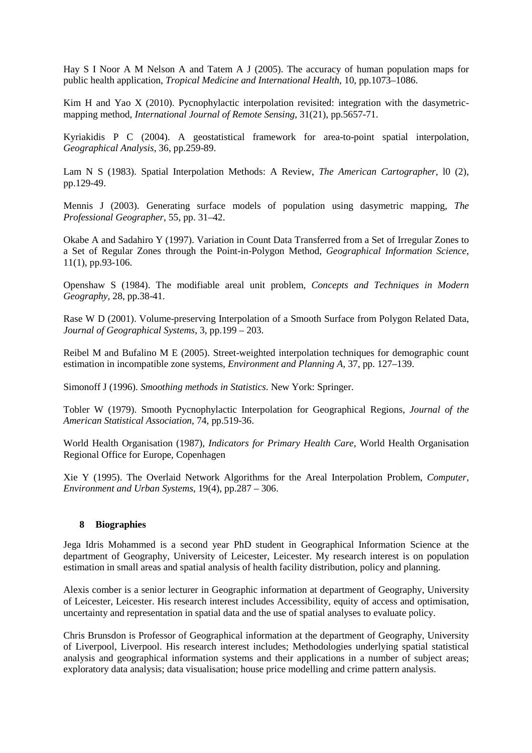Hay S I Noor A M Nelson A and Tatem A J (2005). The accuracy of human population maps for public health application, *Tropical Medicine and International Health*, 10, pp.1073–1086.

Kim H and Yao X (2010). Pycnophylactic interpolation revisited: integration with the dasymetric-mapping method, *International Journal of Remote Sensing*, 31(21), pp.5657-71.

Kyriakidis P C (2004). A geostatistical framework for area-to-point spatial interpolation, *Geographical Analysis*, 36, pp.259-89.

Lam N S (1983). Spatial Interpolation Methods: A Review, *The American Cartographer*, l0 (2), pp.129-49.

Mennis J (2003). Generating surface models of population using dasymetric mapping, *The Professional Geographer*, 55, pp. 31–42.

Okabe A and Sadahiro Y (1997). Variation in Count Data Transferred from a Set of Irregular Zones to a Set of Regular Zones through the Point-in-Polygon Method, *Geographical Information Science*, 11(1), pp.93-106.

Openshaw S (1984). The modifiable areal unit problem, *Concepts and Techniques in Modern Geography*, 28, pp.38-41.

Rase W D (2001). Volume-preserving Interpolation of a Smooth Surface from Polygon Related Data, *Journal of Geographical Systems*, 3, pp.199 – 203.

Reibel M and Bufalino M E (2005). Street-weighted interpolation techniques for demographic count estimation in incompatible zone systems, *Environment and Planning A*, 37, pp. 127–139.

Simonoff J (1996). *Smoothing methods in Statistics*. New York: Springer.

Tobler W (1979). Smooth Pycnophylactic Interpolation for Geographical Regions, *Journal of the American Statistical Association*, 74, pp.519-36.

World Health Organisation (1987), *Indicators for Primary Health Care*, World Health Organisation Regional Office for Europe, Copenhagen

Xie Y (1995). The Overlaid Network Algorithms for the Areal Interpolation Problem, *Computer, Environment and Urban Systems*, 19(4), pp.287 – 306.

## 8 Biographies

Jega Idris Mohammed is a second year PhD student in Geographical Information Science at the department of Geography, University of Leicester, Leicester. My research interest is on population estimation in small areas and spatial analysis of health facility distribution, policy and planning.

Alexis comber is a senior lecturer in Geographic information at department of Geography, University of Leicester, Leicester. His research interest includes Accessibility, equity of access and optimisation, uncertainty and representation in spatial data and the use of spatial analyses to evaluate policy.

Chris Brunsdon is Professor of Geographical information at the department of Geography, University of Liverpool, Liverpool. His research interest includes; Methodologies underlying spatial statistical analysis and geographical information systems and their applications in a number of subject areas; exploratory data analysis; data visualisation; house price modelling and crime pattern analysis.